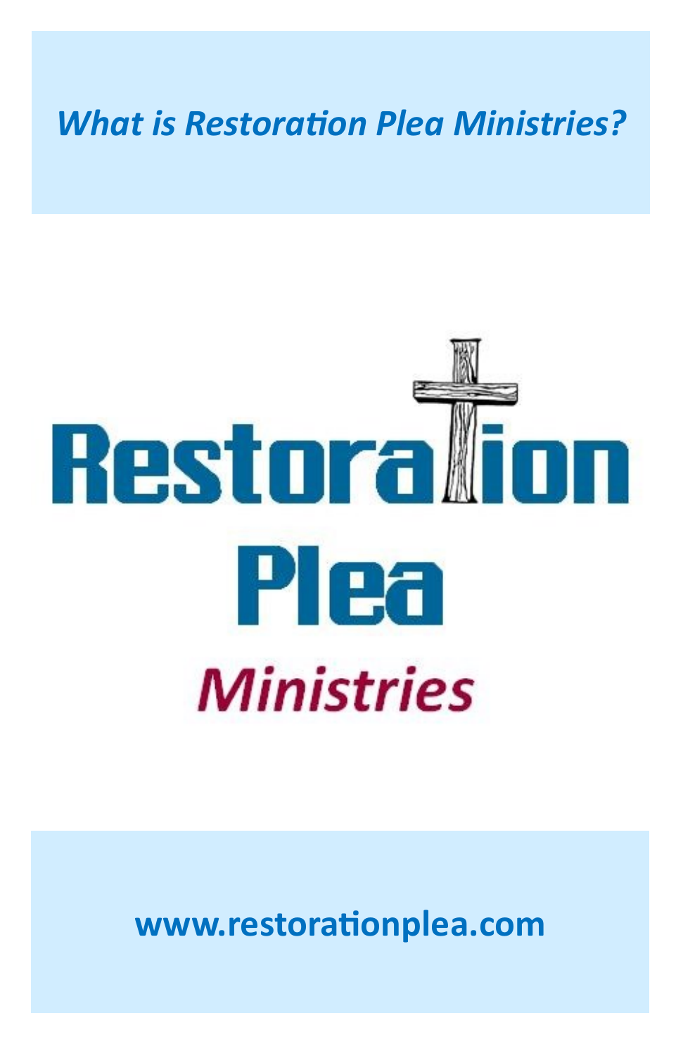*What is Restoration Plea Ministries?*

# Restoration Plea

## *Ministries*

**www.restorationplea.com**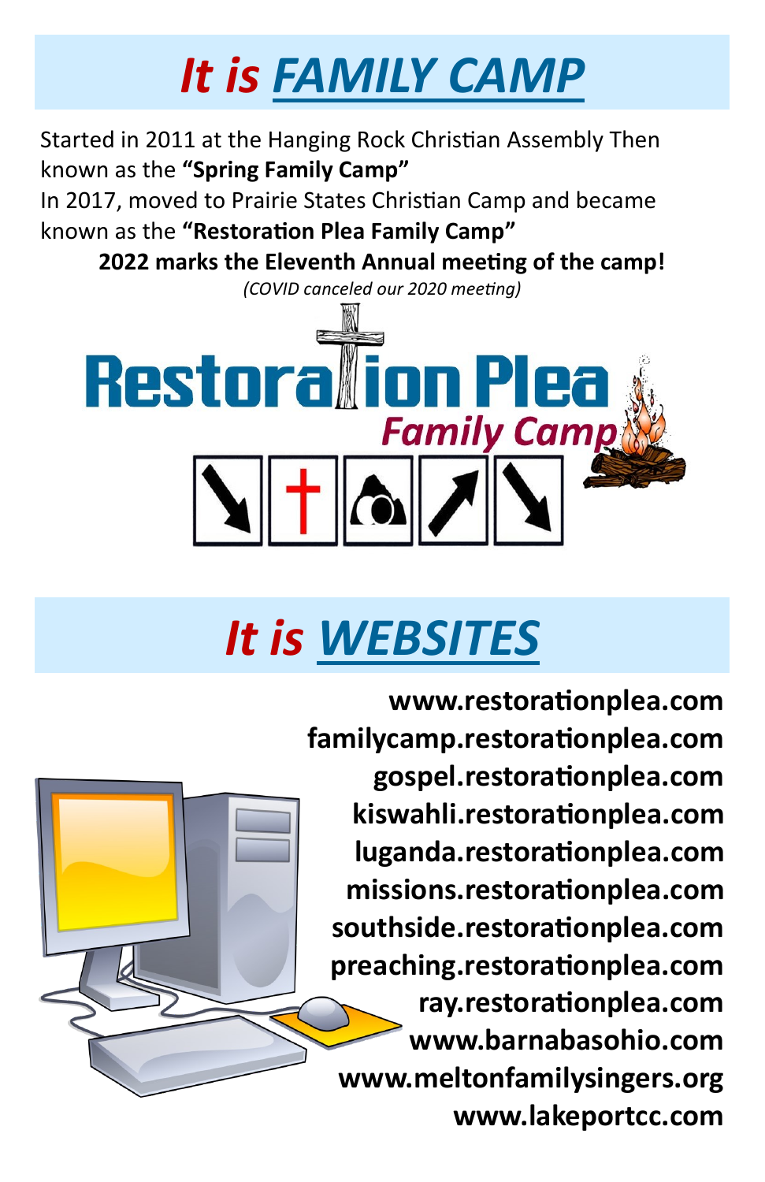# *It is FAMILY CAMP*

Started in 2011 at the Hanging Rock Christian Assembly Then known as the **"Spring Family Camp"**

In 2017, moved to Prairie States Christian Camp and became known as the **"Restoration Plea Family Camp"**

**2022 marks the Eleventh Annual meeting of the camp!**

*(COVID canceled our 2020 meeting)*

Restoration Plea

*Family Camp*

# *It is WEBSITES*

**www.restorationplea.com**
**familycamp.restorationplea.com**
**gospel.restorationplea.com**
**kiswahli.restorationplea.com**
**luganda.restorationplea.com**
**missions.restorationplea.com**
**southside.restorationplea.com**
**preaching.restorationplea.com**
**ray.restorationplea.com**
**www.barnabasohio.com**
**www.meltonfamilysingers.org**
**www.lakeportcc.com**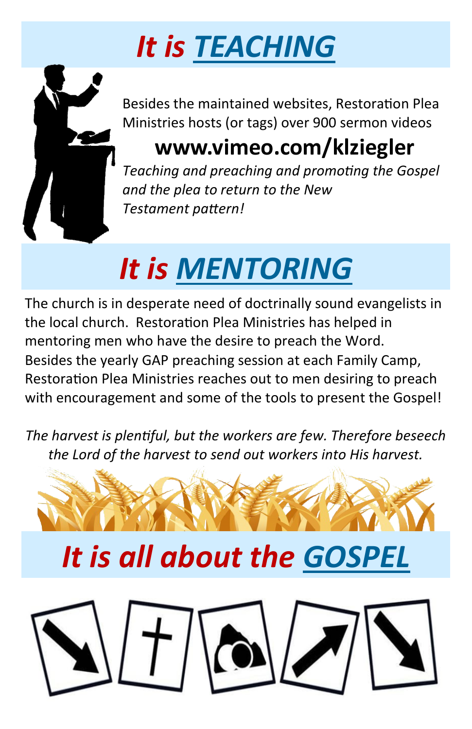# *It is* ***TEACHING***

Besides the maintained websites, Restoration Plea Ministries hosts (or tags) over 900 sermon videos

**www.vimeo.com/klziegler**

*Teaching and preaching and promoting the Gospel and the plea to return to the New Testament pattern!*

# *It is* ***MENTORING***

The church is in desperate need of doctrinally sound evangelists in the local church. Restoration Plea Ministries has helped in mentoring men who have the desire to preach the Word. Besides the yearly GAP preaching session at each Family Camp, Restoration Plea Ministries reaches out to men desiring to preach with encouragement and some of the tools to present the Gospel!

*The harvest is plentiful, but the workers are few. Therefore beseech the Lord of the harvest to send out workers into His harvest.*

# *It is all about the* ***GOSPEL***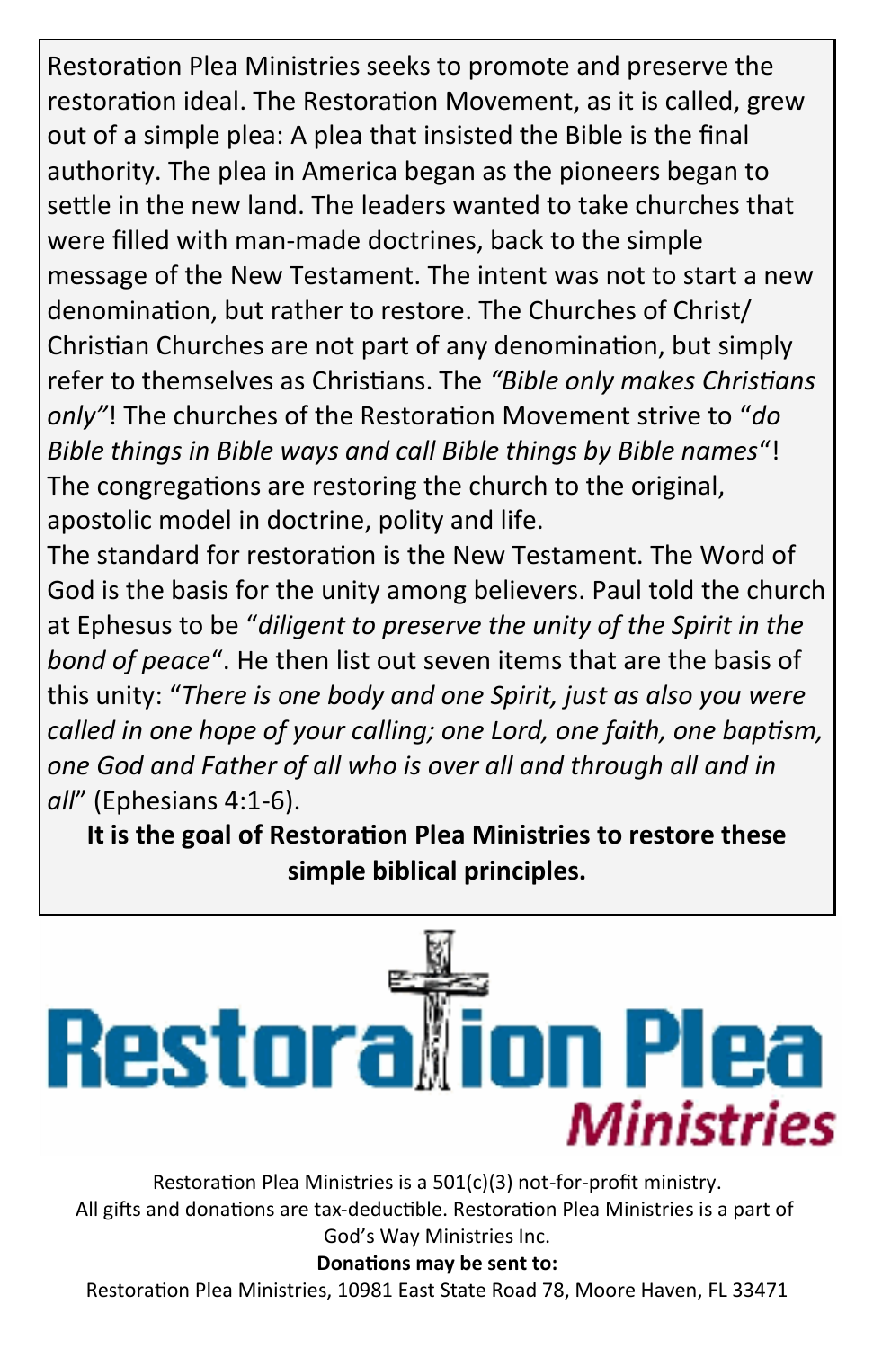Restoration Plea Ministries seeks to promote and preserve the restoration ideal. The Restoration Movement, as it is called, grew out of a simple plea: A plea that insisted the Bible is the final authority. The plea in America began as the pioneers began to settle in the new land. The leaders wanted to take churches that were filled with man-made doctrines, back to the simple message of the New Testament. The intent was not to start a new denomination, but rather to restore. The Churches of Christ/ Christian Churches are not part of any denomination, but simply refer to themselves as Christians. The *"Bible only makes Christians only"*! The churches of the Restoration Movement strive to "*do Bible things in Bible ways and call Bible things by Bible names*"! The congregations are restoring the church to the original, apostolic model in doctrine, polity and life.

The standard for restoration is the New Testament. The Word of God is the basis for the unity among believers. Paul told the church at Ephesus to be "*diligent to preserve the unity of the Spirit in the bond of peace*". He then list out seven items that are the basis of this unity: "*There is one body and one Spirit, just as also you were called in one hope of your calling; one Lord, one faith, one baptism, one God and Father of all who is over all and through all and in all*" (Ephesians 4:1-6).

**It is the goal of Restoration Plea Ministries to restore these simple biblical principles.**

Restoration Plea
*Ministries*

Restoration Plea Ministries is a 501(c)(3) not-for-profit ministry.
All gifts and donations are tax-deductible. Restoration Plea Ministries is a part of God's Way Ministries Inc.

**Donations may be sent to:**

Restoration Plea Ministries, 10981 East State Road 78, Moore Haven, FL 33471